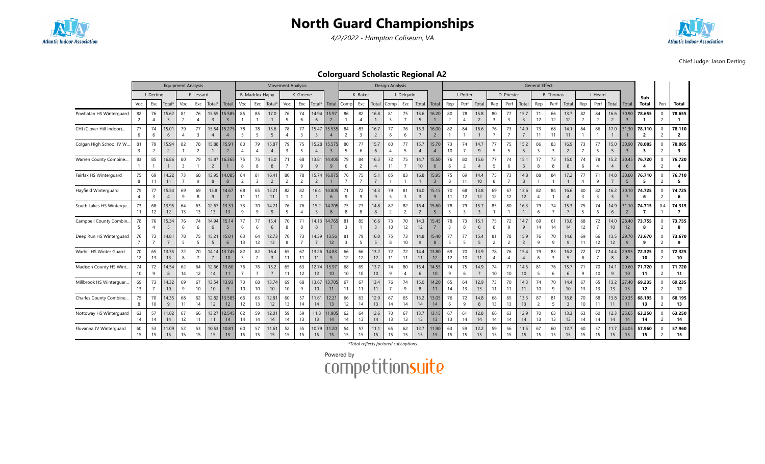# North Guard Championships

*4/2/2022 - Hampton Coliseum, VA*

Chief Judge: Jason Derting

## Colorguard Scholastic Regional A2

| | Equipment Analysis | | | | | | | Movement Analysis | | | | | | | Design Analysis | | | | | | | General Effect | | | | | | | | | | | | | | | |
|---|---|---|---|---|---|---|---|---|---|---|---|---|---|---|---|---|---|---|---|---|---|---|---|---|---|---|---|---|---|---|---|---|---|---|---|---|---|
| | J. Derting | | | E. Lessard | | | | B. Maddox Hajny | | | K. Greene | | | | K. Baker | | | I. Delgado | | | | J. Potter | | | D. Priester | | | B. Thomas | | | J. Heard | | | | | | |
| | Voc | Exc | Total* | Voc | Exc | Total* | Total | Voc | Exc | Total* | Voc | Exc | Total* | Total | Comp | Exc | Total | Comp | Exc | Total | Total | Rep | Perf | Total | Rep | Perf | Total | Rep | Perf | Total | Rep | Perf | Total | Total | Sub Total | Pen | Total |
| Powhatan HS Winterguard | 82 (2) | 76 (4) | 15.62 (3) | 81 (2) | 76 (4) | 15.55 (3) | 15.585 (3) | 85 (1) | 85 (1) | 17.0 (1) | 76 (5) | 74 (6) | 14.94 (6) | 15.97 (2) | 86 (1) | 82 (4) | 16.8 (1) | 81 (3) | 75 (7) | 15.6 (5) | 16.20 (1) | 80 (2) | 78 (4) | 15.8 (2) | 80 (3) | 77 (3) | 15.7 (3) | 71 (12) | 66 (12) | 13.7 (12) | 82 (2) | 84 (2) | 16.6 (2) | 30.90 (3) | 78.655 (1) | 0 (2) | 78.655 (1) |
| CHI (Clover Hill Indoor)... | 77 (6) | 74 (6) | 15.01 (6) | 79 (4) | 77 (3) | 15.54 (4) | 15.275 (4) | 78 (5) | 78 (5) | 15.6 (5) | 78 (4) | 77 (3) | 15.47 (3) | 15.535 (4) | 84 (2) | 83 (3) | 16.7 (2) | 77 (6) | 76 (6) | 15.3 (7) | 16.00 (2) | 82 (1) | 84 (1) | 16.6 (1) | 76 (7) | 73 (7) | 14.9 (7) | 73 (11) | 68 (11) | 14.1 (11) | 84 (1) | 86 (1) | 17.0 (1) | 31.30 (1) | 78.110 (2) | 0 (2) | 78.110 (2) |
| Colgan High School JV W... | 81 (3) | 79 (2) | 15.94 (2) | 82 (1) | 78 (2) | 15.88 (1) | 15.91 (2) | 80 (4) | 79 (4) | 15.87 (4) | 79 (3) | 75 (5) | 15.28 (4) | 15.575 (3) | 80 (5) | 77 (6) | 15.7 (6) | 80 (4) | 77 (5) | 15.7 (4) | 15.70 (4) | 73 (10) | 74 (7) | 14.7 (9) | 77 (5) | 75 (5) | 15.2 (5) | 86 (3) | 83 (3) | 16.9 (2) | 73 (7) | 77 (5) | 15.0 (5) | 30.90 (3) | 78.085 (3) | 0 (2) | 78.085 (3) |
| Warren County Combine... | 83 (1) | 85 (1) | 16.86 (1) | 80 (3) | 79 (1) | 15.87 (2) | 16.365 (1) | 75 (8) | 75 (8) | 15.0 (8) | 71 (7) | 68 (9) | 13.81 (9) | 14.405 (9) | 79 (6) | 84 (2) | 16.3 (4) | 72 (11) | 75 (7) | 14.7 (10) | 15.50 (6) | 76 (6) | 80 (2) | 15.6 (4) | 77 (5) | 74 (6) | 15.1 (7) | 77 (8) | 73 (8) | 15.0 (8) | 74 (6) | 78 (4) | 15.2 (4) | 30.45 (6) | 76.720 (4) | 0 (2) | 76.720 (4) |
| Fairfax HS Winterguard | 75 (8) | 69 (11) | 14.22 (11) | 73 (7) | 68 (9) | 13.95 (8) | 14.085 (8) | 84 (2) | 81 (3) | 16.41 (2) | 80 (2) | 78 (2) | 15.74 (2) | 16.075 (1) | 76 (7) | 75 (7) | 15.1 (7) | 85 (1) | 83 (1) | 16.8 (1) | 15.95 (3) | 75 (8) | 69 (11) | 14.4 (10) | 75 (8) | 73 (7) | 14.8 (8) | 88 (1) | 84 (1) | 17.2 (1) | 77 (4) | 71 (9) | 14.8 (7) | 30.60 (5) | 76.710 (5) | 0 (2) | 76.710 (5) |
| Hayfield Winterguard | 79 (4) | 77 (3) | 15.54 (4) | 69 (9) | 69 (8) | 13.8 (9) | 14.67 (7) | 68 (11) | 65 (11) | 13.21 (11) | 82 (1) | 82 (1) | 16.4 (1) | 14.805 (6) | 71 (9) | 72 (9) | 14.3 (9) | 79 (5) | 81 (3) | 16.0 (3) | 15.15 (9) | 70 (11) | 68 (12) | 13.8 (12) | 69 (12) | 67 (12) | 13.6 (12) | 82 (4) | 84 (1) | 16.6 (4) | 80 (3) | 82 (3) | 16.2 (3) | 30.10 (7) | 74.725 (6) | 0 (2) | 74.725 (6) |
| South Lakes HS Winterg... | 73 (11) | 68 (12) | 13.95 (12) | 64 (13) | 63 (13) | 12.67 (13) | 13.31 (13) | 73 (9) | 70 (9) | 14.21 (9) | 76 (5) | 76 (4) | 15.2 (5) | 14.705 (8) | 75 (8) | 73 (8) | 14.8 (8) | 82 (2) | 82 (2) | 16.4 (2) | 15.60 (5) | 78 (3) | 79 (3) | 15.7 (3) | 83 (1) | 80 (1) | 16.3 (1) | 79 (6) | 74 (7) | 15.3 (7) | 75 (5) | 74 (6) | 14.9 (6) | 31.10 (2) | 74.715 (7) | 0.4 (1) | 74.315 (7) |
| Campbell County Combin... | 78 (5) | 76 (4) | 15.34 (5) | 76 (6) | 74 (6) | 14.94 (6) | 15.14 (5) | 77 (6) | 77 (6) | 15.4 (6) | 70 (8) | 71 (8) | 14.13 (8) | 14.765 (7) | 81 (3) | 85 (1) | 16.6 (3) | 73 (10) | 70 (12) | 14.3 (12) | 15.45 (7) | 78 (3) | 73 (8) | 15.1 (6) | 75 (8) | 72 (9) | 14.7 (9) | 69 (14) | 61 (14) | 13.0 (14) | 68 (12) | 72 (7) | 14.0 (10) | 28.40 (12) | 73.755 (8) | 0 (2) | 73.755 (8) |
| Deep Run HS Winterguard | 76 (7) | 73 (7) | 14.81 (7) | 78 (5) | 75 (5) | 15.21 (5) | 15.01 (6) | 63 (13) | 64 (12) | 12.73 (13) | 70 (8) | 73 (7) | 14.39 (7) | 13.56 (12) | 81 (3) | 79 (5) | 16.0 (5) | 75 (8) | 73 (10) | 14.8 (9) | 15.40 (8) | 77 (5) | 77 (5) | 15.4 (5) | 81 (2) | 78 (2) | 15.9 (2) | 76 (9) | 70 (9) | 14.6 (9) | 69 (11) | 66 (12) | 13.5 (12) | 29.70 (9) | 73.670 (9) | 0 (2) | 73.670 (9) |
| Warhill HS Winter Guard | 70 (12) | 65 (13) | 13.35 (13) | 72 (8) | 70 (7) | 14.14 (7) | 13.745 (10) | 82 (3) | 82 (2) | 16.4 (3) | 65 (11) | 67 (11) | 13.26 (11) | 14.83 (5) | 66 (12) | 66 (12) | 13.2 (12) | 72 (11) | 72 (11) | 14.4 (11) | 13.80 (12) | 69 (12) | 70 (10) | 13.9 (11) | 78 (4) | 76 (4) | 15.4 (4) | 79 (6) | 83 (3) | 16.2 (5) | 72 (8) | 72 (7) | 14.4 (8) | 29.95 (8) | 72.325 (10) | 0 (2) | 72.325 (10) |
| Madison County HS Wint... | 74 (10) | 72 (9) | 14.54 (8) | 62 (14) | 64 (12) | 12.66 (14) | 13.60 (11) | 76 (7) | 76 (7) | 15.2 (7) | 65 (11) | 63 (12) | 12.74 (12) | 13.97 (10) | 68 (10) | 69 (10) | 13.7 (10) | 74 (9) | 80 (4) | 15.4 (6) | 14.55 (10) | 74 (9) | 75 (6) | 14.9 (7) | 74 (10) | 71 (10) | 14.5 (10) | 81 (5) | 76 (6) | 15.7 (6) | 71 (9) | 70 (10) | 14.1 (9) | 29.60 (10) | 71.720 (11) | 0 (2) | 71.720 (11) |
| Millbrook HS Winterguar... | 69 (13) | 73 (7) | 14.32 (10) | 69 (9) | 67 (10) | 13.54 (10) | 13.93 (9) | 70 (10) | 68 (10) | 13.74 (10) | 69 (10) | 68 (10) | 13.67 (9) | 13.705 (11) | 67 (11) | 67 (11) | 13.4 (11) | 76 (7) | 74 (9) | 15.0 (8) | 14.20 (11) | 65 (14) | 64 (13) | 12.9 (13) | 73 (11) | 70 (11) | 14.3 (11) | 74 (10) | 70 (9) | 14.4 (10) | 67 (13) | 65 (13) | 13.2 (13) | 27.40 (13) | 69.235 (12) | 0 (2) | 69.235 (12) |
| Charles County Combine... | 75 (8) | 70 (10) | 14.35 (9) | 66 (11) | 62 (14) | 12.82 (12) | 13.585 (12) | 66 (12) | 63 (13) | 12.81 (12) | 60 (13) | 57 (14) | 11.61 (14) | 12.21 (13) | 66 (12) | 63 (14) | 12.9 (13) | 67 (14) | 65 (14) | 13.2 (14) | 13.05 (14) | 76 (6) | 72 (9) | 14.8 (8) | 68 (13) | 65 (13) | 13.3 (13) | 87 (2) | 81 (5) | 16.8 (3) | 70 (10) | 68 (11) | 13.8 (11) | 29.35 (11) | 68.195 (13) | 0 (2) | 68.195 (13) |
| Nottoway HS Winterguard | 63 (14) | 57 (14) | 11.82 (14) | 67 (12) | 66 (11) | 13.27 (11) | 12.545 (14) | 62 (14) | 59 (14) | 12.01 (14) | 59 (14) | 59 (13) | 11.8 (13) | 11.905 (14) | 62 (14) | 64 (13) | 12.6 (14) | 70 (13) | 67 (13) | 13.7 (13) | 13.15 (13) | 67 (13) | 61 (14) | 12.8 (14) | 66 (14) | 63 (14) | 12.9 (14) | 70 (13) | 63 (13) | 13.3 (13) | 63 (14) | 60 (14) | 12.3 (14) | 25.65 (14) | 63.250 (14) | 0 (2) | 63.250 (14) |
| Fluvanna JV Winterguard | 60 (15) | 53 (15) | 11.09 (15) | 52 (15) | 53 (15) | 10.53 (15) | 10.81 (15) | 60 (15) | 57 (15) | 11.61 (15) | 52 (15) | 55 (15) | 10.79 (15) | 11.20 (15) | 54 (15) | 57 (15) | 11.1 (15) | 65 (15) | 62 (15) | 12.7 (15) | 11.90 (15) | 63 (15) | 59 (15) | 12.2 (15) | 59 (15) | 56 (15) | 11.5 (15) | 67 (15) | 60 (15) | 12.7 (15) | 60 (15) | 57 (15) | 11.7 (15) | 24.05 (15) | 57.960 (15) | 0 (2) | 57.960 (15) |

*Total reflects factored subcaptions

Powered by competitionsuite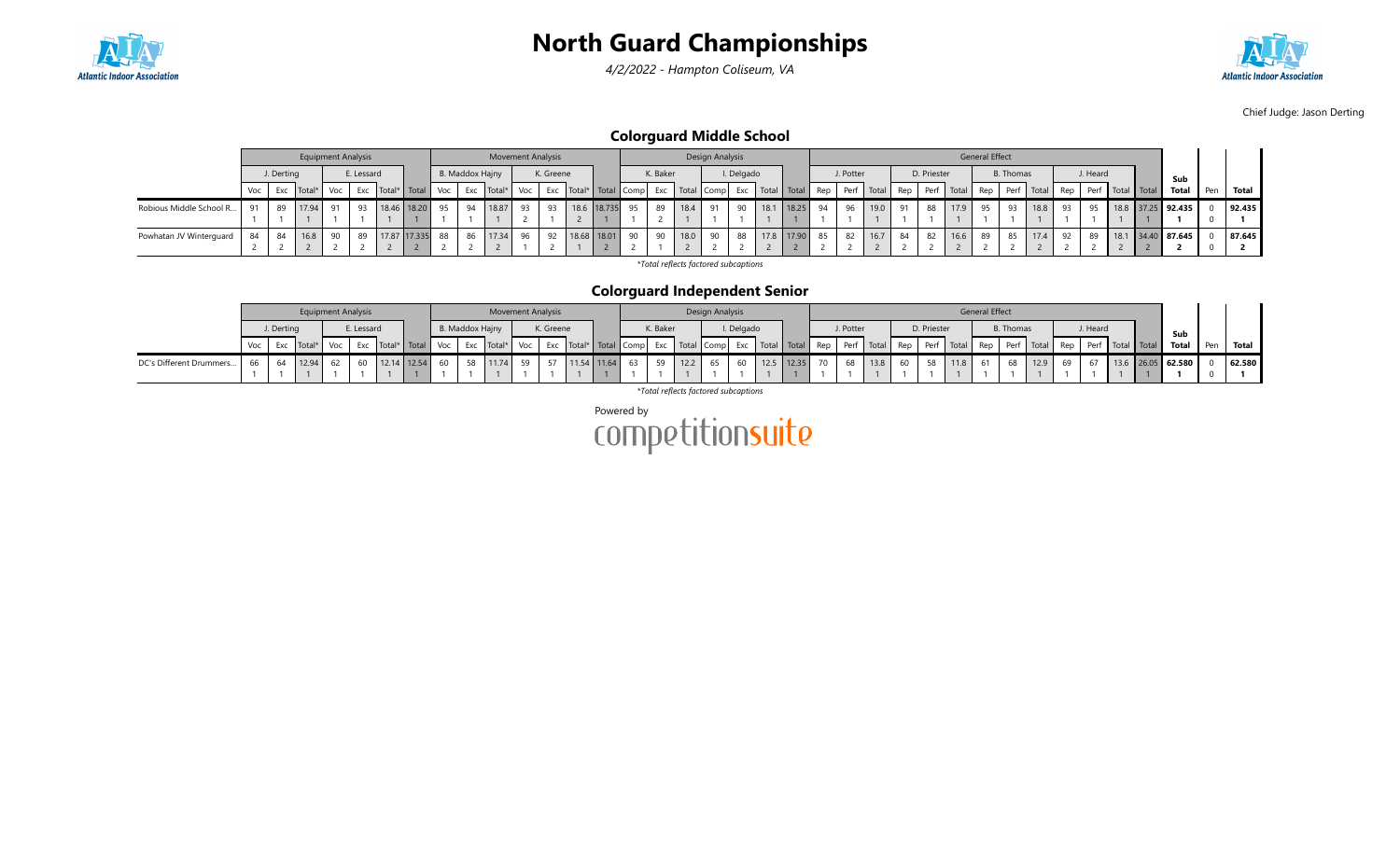# North Guard Championships

*4/2/2022 - Hampton Coliseum, VA*

Chief Judge: Jason Derting

## Colorguard Middle School

| | Equipment Analysis | | | | | | | Movement Analysis | | | | | | | Design Analysis | | | | | | | General Effect | | | | | | | | | | | | | | | |
|---|---|---|---|---|---|---|---|---|---|---|---|---|---|---|---|---|---|---|---|---|---|---|---|---|---|---|---|---|---|---|---|---|---|---|---|---|---|
| | J. Derting | | | E. Lessard | | | | B. Maddox Hajny | | | K. Greene | | | | K. Baker | | | I. Delgado | | | | J. Potter | | | D. Priester | | | B. Thomas | | | J. Heard | | | | Sub | | |
| | Voc | Exc | Total* | Voc | Exc | Total* | Total | Voc | Exc | Total* | Voc | Exc | Total* | Total | Comp | Exc | Total | Comp | Exc | Total | Total | Rep | Perf | Total | Rep | Perf | Total | Rep | Perf | Total | Rep | Perf | Total | Total | Total | Pen | Total |
| Robious Middle School R... | 91<br>1 | 89<br>1 | 17.94<br>1 | 91<br>1 | 93<br>1 | 18.46<br>1 | 18.20<br>1 | 95<br>1 | 94<br>1 | 18.87<br>1 | 93<br>2 | 93<br>1 | 18.6<br>2 | 18.735<br>1 | 95<br>1 | 89<br>2 | 18.4<br>1 | 91<br>1 | 90<br>1 | 18.1<br>1 | 18.25<br>1 | 94<br>1 | 96<br>1 | 19.0<br>1 | 91<br>1 | 88<br>1 | 17.9<br>1 | 95<br>1 | 93<br>1 | 18.8<br>1 | 93<br>1 | 95<br>1 | 18.8<br>1 | 37.25<br>1 | 92.435<br>1 | 0<br>0 | 92.435<br>1 |
| Powhatan JV Winterguard | 84<br>2 | 84<br>2 | 16.8<br>2 | 90<br>2 | 89<br>2 | 17.87<br>2 | 17.335<br>2 | 88<br>2 | 86<br>2 | 17.34<br>2 | 96<br>1 | 92<br>2 | 18.68<br>1 | 18.01<br>2 | 90<br>2 | 90<br>1 | 18.0<br>2 | 90<br>2 | 88<br>2 | 17.8<br>2 | 17.90<br>2 | 85<br>2 | 82<br>2 | 16.7<br>2 | 84<br>2 | 82<br>2 | 16.6<br>2 | 89<br>2 | 85<br>2 | 17.4<br>2 | 92<br>2 | 89<br>2 | 18.1<br>2 | 34.40<br>2 | 87.645<br>2 | 0<br>0 | 87.645<br>2 |

*Total reflects factored subcaptions*

## Colorguard Independent Senior

| | Equipment Analysis | | | | | | | Movement Analysis | | | | | | | Design Analysis | | | | | | | General Effect | | | | | | | | | | | | | | | |
|---|---|---|---|---|---|---|---|---|---|---|---|---|---|---|---|---|---|---|---|---|---|---|---|---|---|---|---|---|---|---|---|---|---|---|---|---|---|
| | J. Derting | | | E. Lessard | | | | B. Maddox Hajny | | | K. Greene | | | | K. Baker | | | I. Delgado | | | | J. Potter | | | D. Priester | | | B. Thomas | | | J. Heard | | | | Sub | | |
| | Voc | Exc | Total* | Voc | Exc | Total* | Total | Voc | Exc | Total* | Voc | Exc | Total* | Total | Comp | Exc | Total | Comp | Exc | Total | Total | Rep | Perf | Total | Rep | Perf | Total | Rep | Perf | Total | Rep | Perf | Total | Total | Total | Pen | Total |
| DC's Different Drummers... | 66<br>1 | 64<br>1 | 12.94<br>1 | 62<br>1 | 60<br>1 | 12.14<br>1 | 12.54<br>1 | 60<br>1 | 58<br>1 | 11.74<br>1 | 59<br>1 | 57<br>1 | 11.54<br>1 | 11.64<br>1 | 63<br>1 | 59<br>1 | 12.2<br>1 | 65<br>1 | 60<br>1 | 12.5<br>1 | 12.35<br>1 | 70<br>1 | 68<br>1 | 13.8<br>1 | 60<br>1 | 58<br>1 | 11.8<br>1 | 61<br>1 | 68<br>1 | 12.9<br>1 | 69<br>1 | 67<br>1 | 13.6<br>1 | 26.05<br>1 | 62.580<br>1 | 0<br>0 | 62.580<br>1 |

*Total reflects factored subcaptions*

Powered by competitionsuite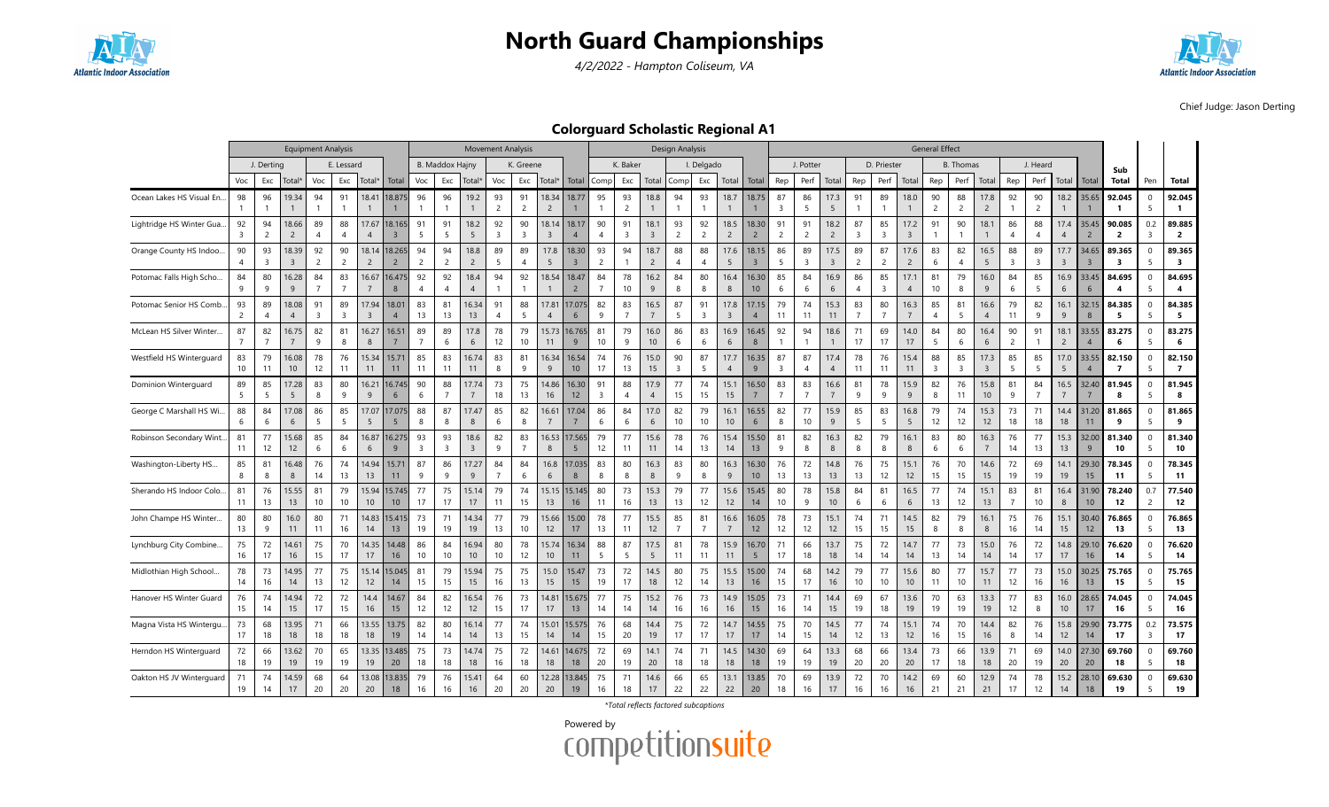# North Guard Championships

*4/2/2022 - Hampton Coliseum, VA*

Chief Judge: Jason Derting

## Colorguard Scholastic Regional A1

| | Equipment Analysis | | | | | | | Movement Analysis | | | | | | | Design Analysis | | | | | | | General Effect | | | | | | | | | | | | | | Sub | Pen | Total |
|---|---|---|---|---|---|---|---|---|---|---|---|---|---|---|---|---|---|---|---|---|---|---|---|---|---|---|---|---|---|---|---|---|---|---|---|---|---|---|
| | J. Derting | | | E. Lessard | | | | B. Maddox Hajny | | | K. Greene | | | | K. Baker | | | I. Delgado | | | | J. Potter | | | D. Priester | | | B. Thomas | | | J. Heard | | | | | | | |
| | Voc | Exc | Total* | Voc | Exc | Total* | Total | Voc | Exc | Total* | Voc | Exc | Total* | Total | Comp | Exc | Total | Comp | Exc | Total | Total | Rep | Perf | Total | Rep | Perf | Total | Rep | Perf | Total | Rep | Perf | Total | Total | Total | | | |
| Ocean Lakes HS Visual En... | 98 / 1 | 96 / 1 | 19.34 / 1 | 94 / 1 | 91 / 1 | 18.41 / 1 | 18.875 / 1 | 96 / 1 | 96 / 1 | 19.2 / 1 | 93 / 2 | 91 / 2 | 18.34 / 2 | 18.77 / 1 | 95 / 1 | 93 / 2 | 18.8 / 1 | 94 / 1 | 93 / 1 | 18.7 / 1 | 18.75 / 1 | 87 / 3 | 86 / 5 | 17.3 / 5 | 91 / 1 | 89 / 1 | 18.0 / 1 | 90 / 2 | 88 / 2 | 17.8 / 2 | 92 / 1 | 90 / 2 | 18.2 / 1 | 35.65 / 1 | 92.045 / 1 | 0 / 5 | 92.045 / 1 |
| Lightridge HS Winter Gua... | 92 / 3 | 94 / 2 | 18.66 / 2 | 89 / 4 | 88 / 4 | 17.67 / 4 | 18.165 / 3 | 91 / 5 | 91 / 5 | 18.2 / 5 | 92 / 3 | 90 / 3 | 18.14 / 3 | 18.17 / 4 | 90 / 4 | 91 / 3 | 18.1 / 3 | 93 / 2 | 92 / 2 | 18.5 / 2 | 18.30 / 2 | 91 / 2 | 91 / 2 | 18.2 / 2 | 87 / 3 | 85 / 3 | 17.2 / 3 | 91 / 1 | 90 / 1 | 18.1 / 1 | 86 / 4 | 88 / 4 | 17.4 / 4 | 35.45 / 2 | 90.085 / 2 | 0.2 / 3 | 89.885 / 2 |
| Orange County HS Indoo... | 90 / 4 | 93 / 3 | 18.39 / 3 | 92 / 2 | 90 / 2 | 18.14 / 2 | 18.265 / 2 | 94 / 2 | 94 / 2 | 18.8 / 2 | 89 / 5 | 89 / 4 | 17.8 / 5 | 18.30 / 3 | 93 / 2 | 94 / 1 | 18.7 / 2 | 88 / 4 | 88 / 4 | 17.6 / 5 | 18.15 / 3 | 86 / 5 | 89 / 3 | 17.5 / 3 | 89 / 2 | 87 / 2 | 17.6 / 2 | 83 / 6 | 82 / 4 | 16.5 / 5 | 88 / 3 | 89 / 3 | 17.7 / 3 | 34.65 / 3 | 89.365 / 3 | 0 / 5 | 89.365 / 3 |
| Potomac Falls High Scho... | 84 / 9 | 80 / 9 | 16.28 / 9 | 84 / 7 | 83 / 7 | 16.67 / 7 | 16.475 / 8 | 92 / 4 | 92 / 4 | 18.4 / 4 | 94 / 1 | 92 / 1 | 18.54 / 1 | 18.47 / 2 | 84 / 7 | 78 / 10 | 16.2 / 9 | 84 / 8 | 80 / 8 | 16.4 / 8 | 16.30 / 10 | 85 / 6 | 84 / 6 | 16.9 / 6 | 86 / 4 | 85 / 3 | 17.1 / 4 | 81 / 10 | 79 / 8 | 16.0 / 9 | 84 / 6 | 85 / 5 | 16.9 / 6 | 33.45 / 6 | 84.695 / 4 | 0 / 5 | 84.695 / 4 |
| Potomac Senior HS Comb... | 93 / 2 | 89 / 4 | 18.08 / 4 | 91 / 3 | 89 / 3 | 17.94 / 3 | 18.01 / 4 | 83 / 13 | 81 / 13 | 16.34 / 13 | 91 / 4 | 88 / 5 | 17.81 / 4 | 17.075 / 6 | 82 / 9 | 83 / 7 | 16.5 / 7 | 87 / 5 | 91 / 3 | 17.8 / 3 | 17.15 / 4 | 79 / 11 | 74 / 11 | 15.3 / 11 | 83 / 7 | 80 / 7 | 16.3 / 7 | 85 / 4 | 81 / 5 | 16.6 / 4 | 79 / 11 | 82 / 9 | 16.1 / 9 | 32.15 / 8 | 84.385 / 5 | 0 / 5 | 84.385 / 5 |
| McLean HS Silver Winter... | 87 / 7 | 82 / 7 | 16.75 / 7 | 82 / 9 | 81 / 8 | 16.27 / 8 | 16.51 / 7 | 89 / 7 | 89 / 6 | 17.8 / 6 | 78 / 12 | 79 / 10 | 15.73 / 11 | 16.765 / 9 | 81 / 10 | 79 / 9 | 16.0 / 10 | 86 / 6 | 83 / 6 | 16.9 / 6 | 16.45 / 8 | 92 / 1 | 94 / 1 | 18.6 / 1 | 71 / 17 | 69 / 17 | 14.0 / 17 | 84 / 5 | 80 / 6 | 16.4 / 6 | 90 / 2 | 91 / 1 | 18.1 / 2 | 33.55 / 4 | 83.275 / 6 | 0 / 5 | 83.275 / 6 |
| Westfield HS Winterguard | 83 / 10 | 79 / 11 | 16.08 / 10 | 78 / 12 | 76 / 11 | 15.34 / 11 | 15.71 / 11 | 85 / 11 | 83 / 11 | 16.74 / 11 | 83 / 8 | 81 / 9 | 16.34 / 9 | 16.54 / 10 | 74 / 17 | 76 / 13 | 15.0 / 15 | 90 / 3 | 87 / 5 | 17.7 / 4 | 16.35 / 9 | 87 / 3 | 87 / 4 | 17.4 / 4 | 78 / 11 | 76 / 11 | 15.4 / 11 | 88 / 3 | 85 / 3 | 17.3 / 3 | 85 / 5 | 85 / 5 | 17.0 / 5 | 33.55 / 4 | 82.150 / 7 | 0 / 5 | 82.150 / 7 |
| Dominion Winterguard | 89 / 5 | 85 / 5 | 17.28 / 5 | 83 / 8 | 80 / 9 | 16.21 / 9 | 16.745 / 6 | 90 / 6 | 88 / 7 | 17.74 / 7 | 73 / 18 | 75 / 13 | 14.86 / 16 | 16.30 / 12 | 91 / 3 | 88 / 4 | 17.9 / 4 | 77 / 15 | 74 / 15 | 15.1 / 15 | 16.50 / 7 | 83 / 7 | 83 / 7 | 16.6 / 7 | 81 / 9 | 78 / 9 | 15.9 / 9 | 82 / 8 | 76 / 11 | 15.8 / 10 | 81 / 9 | 84 / 7 | 16.5 / 7 | 32.40 / 7 | 81.945 / 8 | 0 / 5 | 81.945 / 8 |
| George C Marshall HS Wi... | 88 / 6 | 84 / 6 | 17.08 / 6 | 86 / 5 | 85 / 5 | 17.07 / 5 | 17.075 / 5 | 88 / 8 | 87 / 8 | 17.47 / 8 | 85 / 6 | 82 / 8 | 16.61 / 7 | 17.04 / 7 | 86 / 6 | 84 / 6 | 17.0 / 6 | 82 / 10 | 79 / 10 | 16.1 / 10 | 16.55 / 6 | 82 / 8 | 77 / 10 | 15.9 / 9 | 85 / 5 | 83 / 5 | 16.8 / 5 | 79 / 12 | 74 / 12 | 15.3 / 12 | 73 / 18 | 71 / 18 | 14.4 / 18 | 31.20 / 11 | 81.865 / 9 | 0 / 5 | 81.865 / 9 |
| Robinson Secondary Wint... | 81 / 11 | 77 / 12 | 15.68 / 12 | 85 / 6 | 84 / 6 | 16.87 / 6 | 16.275 / 9 | 93 / 3 | 93 / 3 | 18.6 / 3 | 82 / 9 | 83 / 7 | 16.53 / 8 | 17.565 / 5 | 79 / 12 | 77 / 11 | 15.6 / 11 | 78 / 14 | 76 / 13 | 15.4 / 13 | 15.50 / 13 | 81 / 9 | 82 / 8 | 16.3 / 8 | 82 / 8 | 79 / 8 | 16.1 / 8 | 83 / 8 | 80 / 6 | 16.3 / 7 | 76 / 14 | 77 / 13 | 15.3 / 13 | 32.00 / 9 | 81.340 / 10 | 0 / 5 | 81.340 / 10 |
| Washington-Liberty HS... | 85 / 8 | 81 / 8 | 16.48 / 8 | 76 / 14 | 74 / 13 | 14.94 / 13 | 15.71 / 11 | 87 / 9 | 86 / 9 | 17.27 / 9 | 84 / 7 | 84 / 6 | 16.8 / 6 | 17.035 / 8 | 83 / 8 | 80 / 8 | 16.3 / 8 | 83 / 9 | 80 / 8 | 16.3 / 9 | 16.30 / 10 | 76 / 13 | 72 / 13 | 14.8 / 13 | 76 / 13 | 75 / 12 | 15.1 / 12 | 76 / 15 | 70 / 15 | 14.6 / 15 | 72 / 19 | 69 / 19 | 14.1 / 19 | 29.30 / 15 | 78.345 / 11 | 0 / 5 | 78.345 / 11 |
| Sherando HS Indoor Colo... | 81 / 11 | 76 / 13 | 15.55 / 13 | 81 / 10 | 79 / 10 | 15.94 / 10 | 15.745 / 10 | 77 / 17 | 75 / 17 | 15.14 / 17 | 79 / 11 | 74 / 15 | 15.15 / 13 | 15.145 / 16 | 80 / 11 | 73 / 16 | 15.3 / 13 | 79 / 13 | 77 / 12 | 15.6 / 12 | 15.45 / 14 | 80 / 10 | 78 / 9 | 15.8 / 10 | 84 / 6 | 81 / 6 | 16.5 / 6 | 77 / 13 | 74 / 12 | 15.1 / 13 | 83 / 7 | 81 / 10 | 16.4 / 8 | 31.90 / 10 | 78.240 / 12 | 0.7 / 2 | 77.540 / 12 |
| John Champe HS Winter... | 80 / 13 | 80 / 9 | 16.0 / 11 | 80 / 11 | 71 / 16 | 14.83 / 14 | 15.415 / 13 | 73 / 19 | 71 / 19 | 14.34 / 19 | 77 / 13 | 79 / 10 | 15.66 / 12 | 15.00 / 17 | 78 / 13 | 77 / 11 | 15.5 / 12 | 85 / 7 | 81 / 7 | 16.6 / 7 | 16.05 / 12 | 78 / 12 | 73 / 12 | 15.1 / 12 | 74 / 15 | 71 / 15 | 14.5 / 15 | 82 / 8 | 79 / 8 | 16.1 / 8 | 75 / 16 | 76 / 14 | 15.1 / 15 | 30.40 / 12 | 76.865 / 13 | 0 / 5 | 76.865 / 13 |
| Lynchburg City Combine... | 75 / 16 | 72 / 17 | 14.61 / 16 | 75 / 15 | 70 / 17 | 14.35 / 17 | 14.48 / 16 | 86 / 10 | 84 / 10 | 16.94 / 10 | 80 / 10 | 78 / 12 | 15.74 / 10 | 16.34 / 11 | 88 / 5 | 87 / 5 | 17.5 / 5 | 81 / 11 | 78 / 11 | 15.9 / 11 | 16.70 / 5 | 71 / 17 | 66 / 18 | 13.7 / 18 | 75 / 14 | 72 / 14 | 14.7 / 14 | 77 / 13 | 73 / 14 | 15.0 / 14 | 76 / 14 | 72 / 17 | 14.8 / 17 | 29.10 / 16 | 76.620 / 14 | 0 / 5 | 76.620 / 14 |
| Midlothian High School... | 78 / 14 | 73 / 16 | 14.95 / 14 | 77 / 13 | 75 / 12 | 15.14 / 12 | 15.045 / 14 | 81 / 15 | 79 / 15 | 15.94 / 15 | 75 / 16 | 75 / 13 | 15.0 / 15 | 15.47 / 15 | 73 / 19 | 72 / 17 | 14.5 / 18 | 80 / 12 | 75 / 14 | 15.5 / 13 | 15.00 / 16 | 74 / 15 | 68 / 17 | 14.2 / 16 | 79 / 10 | 77 / 10 | 15.6 / 10 | 80 / 11 | 77 / 10 | 15.7 / 11 | 77 / 12 | 73 / 16 | 15.0 / 16 | 30.25 / 13 | 75.765 / 15 | 0 / 5 | 75.765 / 15 |
| Hanover HS Winter Guard | 76 / 15 | 74 / 14 | 14.94 / 15 | 72 / 17 | 72 / 15 | 14.4 / 16 | 14.67 / 15 | 84 / 12 | 82 / 12 | 16.54 / 12 | 76 / 15 | 73 / 17 | 14.81 / 17 | 15.675 / 13 | 77 / 14 | 75 / 14 | 15.2 / 14 | 76 / 16 | 73 / 16 | 14.9 / 16 | 15.05 / 15 | 73 / 16 | 71 / 14 | 14.4 / 15 | 69 / 19 | 67 / 18 | 13.6 / 19 | 70 / 19 | 63 / 19 | 13.3 / 19 | 77 / 12 | 83 / 8 | 16.0 / 10 | 28.65 / 17 | 74.045 / 16 | 0 / 5 | 74.045 / 16 |
| Magna Vista HS Wintergu... | 73 / 17 | 68 / 18 | 13.95 / 18 | 71 / 18 | 66 / 18 | 13.55 / 18 | 13.75 / 19 | 82 / 14 | 80 / 14 | 16.14 / 14 | 77 / 13 | 74 / 15 | 15.01 / 14 | 15.575 / 14 | 76 / 15 | 68 / 20 | 14.4 / 19 | 75 / 17 | 72 / 17 | 14.7 / 17 | 14.55 / 17 | 75 / 14 | 70 / 15 | 14.5 / 14 | 77 / 12 | 74 / 13 | 15.1 / 12 | 74 / 16 | 70 / 15 | 14.4 / 16 | 82 / 8 | 76 / 14 | 15.8 / 12 | 29.90 / 14 | 73.775 / 17 | 0.2 / 3 | 73.575 / 17 |
| Herndon HS Winterguard | 72 / 18 | 66 / 19 | 13.62 / 19 | 70 / 19 | 65 / 19 | 13.35 / 19 | 13.485 / 20 | 75 / 18 | 73 / 18 | 14.74 / 18 | 75 / 16 | 72 / 18 | 14.61 / 18 | 14.675 / 18 | 72 / 20 | 69 / 19 | 14.1 / 20 | 74 / 18 | 71 / 18 | 14.5 / 18 | 14.30 / 18 | 69 / 19 | 64 / 19 | 13.3 / 19 | 68 / 20 | 66 / 20 | 13.4 / 20 | 73 / 17 | 66 / 18 | 13.9 / 18 | 71 / 20 | 69 / 19 | 14.0 / 20 | 27.30 / 20 | 69.760 / 18 | 0 / 5 | 69.760 / 18 |
| Oakton HS JV Winterguard | 71 / 19 | 74 / 14 | 14.59 / 17 | 68 / 20 | 64 / 20 | 13.08 / 20 | 13.835 / 18 | 79 / 16 | 76 / 16 | 15.41 / 16 | 64 / 20 | 60 / 20 | 12.28 / 20 | 13.845 / 19 | 75 / 16 | 71 / 18 | 14.6 / 17 | 66 / 22 | 65 / 22 | 13.1 / 22 | 13.85 / 20 | 70 / 18 | 69 / 16 | 13.9 / 17 | 72 / 16 | 70 / 16 | 14.2 / 16 | 69 / 21 | 60 / 21 | 12.9 / 21 | 74 / 17 | 78 / 12 | 15.2 / 14 | 28.10 / 18 | 69.630 / 19 | 0 / 5 | 69.630 / 19 |

*Total reflects factored subcaptions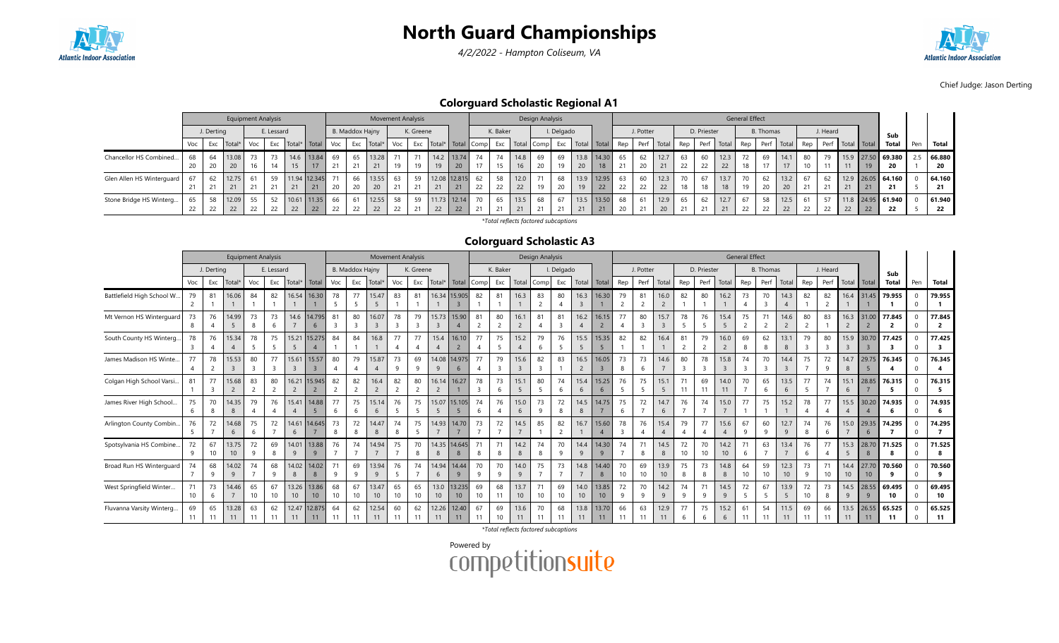# North Guard Championships

*4/2/2022 - Hampton Coliseum, VA*

Chief Judge: Jason Derting

## Colorguard Scholastic Regional A1

| | Equipment Analysis | | | | | | | Movement Analysis | | | | | | | Design Analysis | | | | | | | General Effect | | | | | | | | | | | | | | |
|---|---|---|---|---|---|---|---|---|---|---|---|---|---|---|---|---|---|---|---|---|---|---|---|---|---|---|---|---|---|---|---|---|---|---|---|---|---|---|
| | J. Derting | | | E. Lessard | | | | B. Maddox Hajny | | | K. Greene | | | | K. Baker | | | I. Delgado | | | | J. Potter | | | D. Priester | | | B. Thomas | | | J. Heard | | | | Sub | | |
| | Voc | Exc | Total* | Voc | Exc | Total* | Total | Voc | Exc | Total* | Voc | Exc | Total* | Total | Comp | Exc | Total | Comp | Exc | Total | Total | Rep | Perf | Total | Rep | Perf | Total | Rep | Perf | Total | Rep | Perf | Total | Total | Total | Pen | Total |
| Chancellor HS Combined... | 68 / 20 | 64 / 20 | 13.08 / 20 | 73 / 16 | 73 / 14 | 14.6 / 15 | 13.84 / 17 | 69 / 21 | 65 / 21 | 13.28 / 21 | 71 / 19 | 71 / 19 | 14.2 / 19 | 13.74 / 20 | 74 / 17 | 74 / 15 | 14.8 / 16 | 69 / 20 | 69 / 19 | 13.8 / 20 | 14.30 / 18 | 65 / 21 | 62 / 20 | 12.7 / 21 | 63 / 22 | 60 / 22 | 12.3 / 22 | 72 / 18 | 69 / 17 | 14.1 / 17 | 80 / 10 | 79 / 11 | 15.9 / 11 | 27.50 / 19 | 69.380 / 20 | 2.5 / 1 | 66.880 / 20 |
| Glen Allen HS Winterguard | 67 / 21 | 62 / 21 | 12.75 / 21 | 61 / 21 | 59 / 21 | 11.94 / 21 | 12.345 / 21 | 71 / 20 | 66 / 20 | 13.55 / 20 | 63 / 21 | 59 / 21 | 12.08 / 21 | 12.815 / 21 | 62 / 22 | 58 / 22 | 12.0 / 22 | 71 / 19 | 68 / 20 | 13.9 / 19 | 12.95 / 22 | 63 / 22 | 60 / 22 | 12.3 / 22 | 70 / 18 | 67 / 18 | 13.7 / 18 | 70 / 19 | 62 / 20 | 13.2 / 20 | 67 / 21 | 62 / 21 | 12.9 / 21 | 26.05 / 21 | 64.160 / 21 | 0 / 5 | 64.160 / 21 |
| Stone Bridge HS Winterg... | 65 / 22 | 58 / 22 | 12.09 / 22 | 55 / 22 | 52 / 22 | 10.61 / 22 | 11.35 / 22 | 66 / 22 | 61 / 22 | 12.55 / 22 | 58 / 22 | 59 / 21 | 11.73 / 22 | 12.14 / 22 | 70 / 21 | 65 / 21 | 13.5 / 21 | 68 / 21 | 67 / 21 | 13.5 / 21 | 13.50 / 21 | 68 / 20 | 61 / 21 | 12.9 / 20 | 65 / 21 | 62 / 21 | 12.7 / 21 | 67 / 22 | 58 / 22 | 12.5 / 22 | 61 / 22 | 57 / 22 | 11.8 / 22 | 24.95 / 22 | 61.940 / 22 | 0 / 5 | 61.940 / 22 |

*Total reflects factored subcaptions

## Colorguard Scholastic A3

| | Equipment Analysis | | | | | | | Movement Analysis | | | | | | | Design Analysis | | | | | | | General Effect | | | | | | | | | | | | | | |
|---|---|---|---|---|---|---|---|---|---|---|---|---|---|---|---|---|---|---|---|---|---|---|---|---|---|---|---|---|---|---|---|---|---|---|---|---|---|---|
| | J. Derting | | | E. Lessard | | | | B. Maddox Hajny | | | K. Greene | | | | K. Baker | | | I. Delgado | | | | J. Potter | | | D. Priester | | | B. Thomas | | | J. Heard | | | | Sub | | |
| | Voc | Exc | Total* | Voc | Exc | Total* | Total | Voc | Exc | Total* | Voc | Exc | Total* | Total | Comp | Exc | Total | Comp | Exc | Total | Total | Rep | Perf | Total | Rep | Perf | Total | Rep | Perf | Total | Rep | Perf | Total | Total | Total | Pen | Total |
| Battlefield High School W... | 79 / 2 | 81 / 1 | 16.06 / 1 | 84 / 1 | 82 / 1 | 16.54 / 1 | 16.30 / 1 | 78 / 5 | 77 / 5 | 15.47 / 5 | 83 / 1 | 81 / 1 | 16.34 / 1 | 15.905 / 3 | 82 / 1 | 81 / 1 | 16.3 / 1 | 83 / 2 | 80 / 4 | 16.3 / 3 | 16.30 / 1 | 79 / 2 | 81 / 2 | 16.0 / 2 | 82 / 1 | 80 / 1 | 16.2 / 1 | 73 / 4 | 70 / 3 | 14.3 / 4 | 82 / 1 | 82 / 2 | 16.4 / 1 | 31.45 / 1 | 79.955 / 1 | 0 / 0 | 79.955 / 1 |
| Mt Vernon HS Winterguard | 73 / 8 | 76 / 4 | 14.99 / 5 | 73 / 8 | 73 / 6 | 14.6 / 7 | 14.795 / 6 | 81 / 3 | 80 / 3 | 16.07 / 3 | 78 / 3 | 79 / 3 | 15.73 / 3 | 15.90 / 4 | 81 / 2 | 80 / 2 | 16.1 / 2 | 81 / 4 | 81 / 3 | 16.2 / 4 | 16.15 / 2 | 77 / 4 | 80 / 3 | 15.7 / 3 | 78 / 5 | 76 / 5 | 15.4 / 5 | 75 / 2 | 71 / 2 | 14.6 / 2 | 80 / 2 | 83 / 1 | 16.3 / 2 | 31.00 / 2 | 77.845 / 2 | 0 / 0 | 77.845 / 2 |
| South County HS Winterg... | 78 / 3 | 76 / 4 | 15.34 / 4 | 78 / 5 | 75 / 5 | 15.21 / 5 | 15.275 / 4 | 84 / 1 | 84 / 1 | 16.8 / 1 | 77 / 4 | 77 / 4 | 15.4 / 4 | 16.10 / 2 | 77 / 4 | 75 / 5 | 15.2 / 4 | 79 / 6 | 76 / 5 | 15.5 / 5 | 15.35 / 5 | 82 / 1 | 82 / 1 | 16.4 / 1 | 81 / 2 | 79 / 2 | 16.0 / 2 | 69 / 8 | 62 / 8 | 13.1 / 8 | 79 / 3 | 80 / 3 | 15.9 / 3 | 30.70 / 3 | 77.425 / 3 | 0 / 0 | 77.425 / 3 |
| James Madison HS Winte... | 77 / 4 | 78 / 2 | 15.53 / 3 | 80 / 3 | 77 / 3 | 15.61 / 3 | 15.57 / 3 | 80 / 4 | 79 / 4 | 15.87 / 4 | 73 / 9 | 69 / 9 | 14.08 / 9 | 14.975 / 6 | 77 / 4 | 79 / 3 | 15.6 / 3 | 82 / 3 | 83 / 1 | 16.5 / 2 | 16.05 / 3 | 73 / 8 | 73 / 6 | 14.6 / 7 | 80 / 3 | 78 / 3 | 15.8 / 3 | 74 / 3 | 70 / 3 | 14.4 / 3 | 75 / 7 | 72 / 9 | 14.7 / 8 | 29.75 / 5 | 76.345 / 4 | 0 / 0 | 76.345 / 4 |
| Colgan High School Varsi... | 81 / 1 | 77 / 3 | 15.68 / 2 | 83 / 2 | 80 / 2 | 16.21 / 2 | 15.945 / 2 | 82 / 2 | 82 / 2 | 16.4 / 2 | 82 / 2 | 80 / 2 | 16.14 / 2 | 16.27 / 1 | 78 / 3 | 73 / 6 | 15.1 / 5 | 80 / 5 | 74 / 6 | 15.4 / 6 | 15.25 / 6 | 76 / 5 | 75 / 5 | 15.1 / 5 | 71 / 11 | 69 / 11 | 14.0 / 11 | 70 / 7 | 65 / 6 | 13.5 / 6 | 77 / 5 | 74 / 7 | 15.1 / 6 | 28.85 / 7 | 76.315 / 5 | 0 / 0 | 76.315 / 5 |
| James River High School... | 75 / 6 | 70 / 8 | 14.35 / 8 | 79 / 4 | 76 / 4 | 15.41 / 4 | 14.88 / 5 | 77 / 6 | 75 / 6 | 15.14 / 6 | 76 / 5 | 75 / 5 | 15.07 / 5 | 15.105 / 5 | 74 / 6 | 76 / 4 | 15.0 / 6 | 73 / 9 | 72 / 8 | 14.5 / 8 | 14.75 / 7 | 75 / 6 | 72 / 7 | 14.7 / 6 | 76 / 7 | 74 / 7 | 15.0 / 7 | 77 / 1 | 75 / 1 | 15.2 / 1 | 78 / 4 | 77 / 4 | 15.5 / 4 | 30.20 / 4 | 74.935 / 6 | 0 / 0 | 74.935 / 6 |
| Arlington County Combin... | 76 / 5 | 72 / 7 | 14.68 / 6 | 75 / 6 | 72 / 7 | 14.61 / 6 | 14.645 / 7 | 73 / 8 | 72 / 8 | 14.47 / 8 | 74 / 8 | 75 / 5 | 14.93 / 7 | 14.70 / 7 | 73 / 7 | 72 / 7 | 14.5 / 7 | 85 / 1 | 82 / 2 | 16.7 / 1 | 15.60 / 4 | 78 / 3 | 76 / 4 | 15.4 / 4 | 79 / 4 | 77 / 4 | 15.6 / 4 | 67 / 9 | 60 / 9 | 12.7 / 9 | 74 / 8 | 76 / 6 | 15.0 / 7 | 29.35 / 6 | 74.295 / 7 | 0 / 0 | 74.295 / 7 |
| Spotsylvania HS Combine... | 72 / 9 | 67 / 10 | 13.75 / 10 | 72 / 9 | 69 / 8 | 14.01 / 9 | 13.88 / 9 | 76 / 7 | 74 / 7 | 14.94 / 7 | 75 / 7 | 70 / 8 | 14.35 / 8 | 14.645 / 8 | 71 / 8 | 71 / 8 | 14.2 / 8 | 74 / 8 | 70 / 9 | 14.4 / 9 | 14.30 / 9 | 74 / 7 | 71 / 8 | 14.5 / 8 | 72 / 10 | 70 / 10 | 14.2 / 10 | 71 / 6 | 63 / 7 | 13.4 / 7 | 76 / 6 | 77 / 4 | 15.3 / 5 | 28.70 / 8 | 71.525 / 8 | 0 / 0 | 71.525 / 8 |
| Broad Run HS Winterguard | 74 / 7 | 68 / 9 | 14.02 / 9 | 74 / 7 | 68 / 9 | 14.02 / 8 | 14.02 / 8 | 71 / 9 | 69 / 9 | 13.94 / 9 | 76 / 5 | 74 / 7 | 14.94 / 6 | 14.44 / 9 | 70 / 9 | 70 / 9 | 14.0 / 9 | 75 / 7 | 73 / 7 | 14.8 / 7 | 14.40 / 8 | 70 / 10 | 69 / 10 | 13.9 / 10 | 75 / 8 | 73 / 8 | 14.8 / 8 | 64 / 10 | 59 / 10 | 12.3 / 10 | 73 / 9 | 71 / 10 | 14.4 / 10 | 27.70 / 10 | 70.560 / 9 | 0 / 0 | 70.560 / 9 |
| West Springfield Winter... | 71 / 10 | 73 / 6 | 14.46 / 7 | 65 / 10 | 67 / 10 | 13.26 / 10 | 13.86 / 10 | 68 / 10 | 67 / 10 | 13.47 / 10 | 65 / 10 | 65 / 10 | 13.0 / 10 | 13.235 / 10 | 69 / 10 | 68 / 11 | 13.7 / 10 | 71 / 10 | 69 / 10 | 14.0 / 10 | 13.85 / 10 | 72 / 9 | 70 / 9 | 14.2 / 9 | 74 / 9 | 71 / 9 | 14.5 / 9 | 72 / 5 | 67 / 5 | 13.9 / 5 | 72 / 10 | 73 / 8 | 14.5 / 9 | 28.55 / 9 | 69.495 / 10 | 0 / 0 | 69.495 / 10 |
| Fluvanna Varsity Winterg... | 69 / 11 | 65 / 11 | 13.28 / 11 | 63 / 11 | 62 / 11 | 12.47 / 11 | 12.875 / 11 | 64 / 11 | 62 / 11 | 12.54 / 11 | 60 / 11 | 62 / 11 | 12.26 / 11 | 12.40 / 11 | 67 / 11 | 69 / 10 | 13.6 / 11 | 70 / 11 | 68 / 11 | 13.8 / 11 | 13.70 / 11 | 66 / 11 | 63 / 11 | 12.9 / 11 | 77 / 6 | 75 / 6 | 15.2 / 6 | 61 / 11 | 54 / 11 | 11.5 / 11 | 69 / 11 | 66 / 11 | 13.5 / 11 | 26.55 / 11 | 65.525 / 11 | 0 / 0 | 65.525 / 11 |

*Total reflects factored subcaptions

Powered by competitionsuite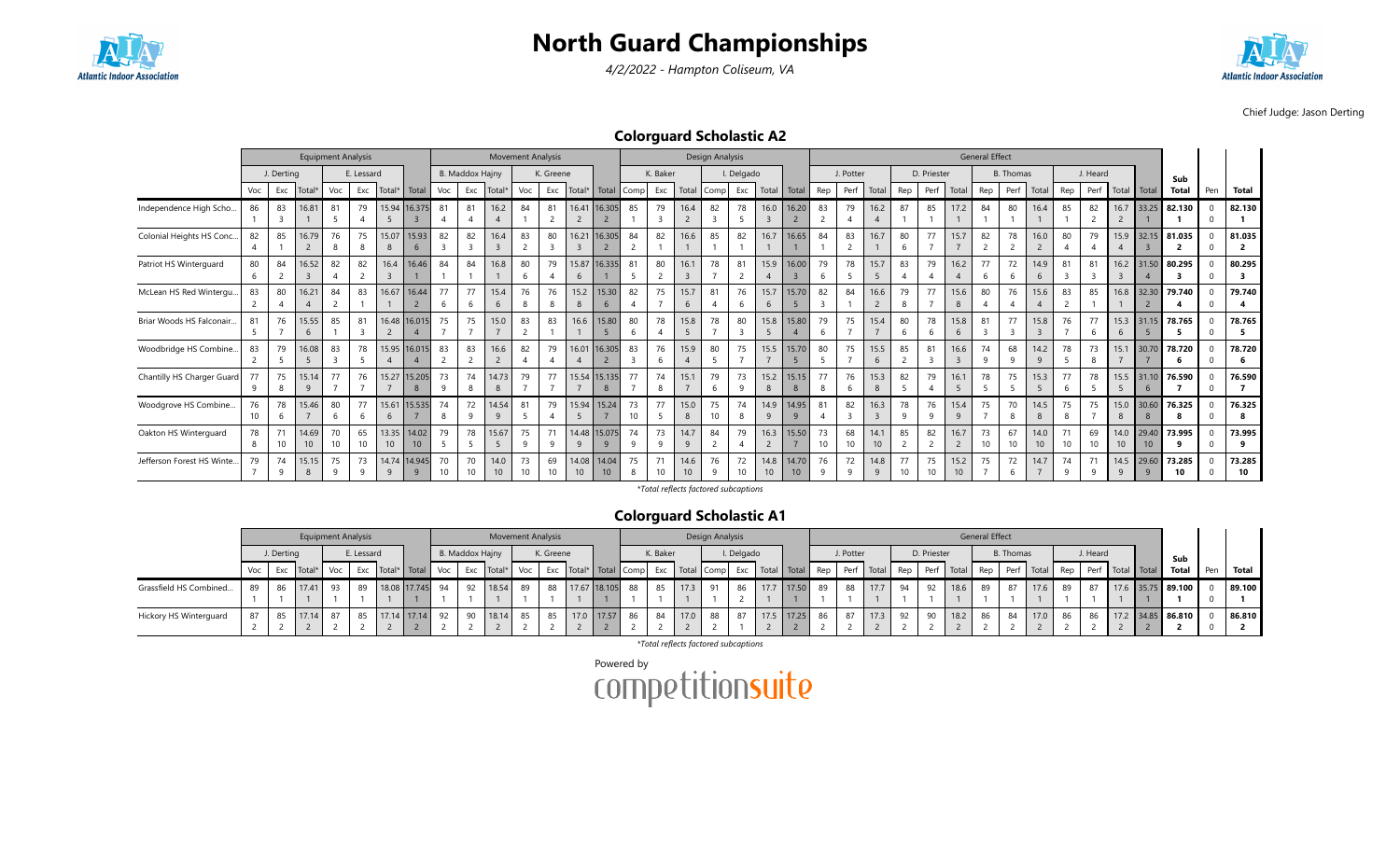# North Guard Championships

*4/2/2022 - Hampton Coliseum, VA*

Chief Judge: Jason Derting

## Colorguard Scholastic A2

| | Equipment Analysis | | | | | | | Movement Analysis | | | | | | | Design Analysis | | | | | | | General Effect | | | | | | | | | | | | | | | |
|---|---|---|---|---|---|---|---|---|---|---|---|---|---|---|---|---|---|---|---|---|---|---|---|---|---|---|---|---|---|---|---|---|---|---|---|---|---|
| | J. Derting | | | E. Lessard | | | | B. Maddox Hajny | | | K. Greene | | | | K. Baker | | | I. Delgado | | | | J. Potter | | | D. Priester | | | B. Thomas | | | J. Heard | | | | Sub | | |
| | Voc | Exc | Total* | Voc | Exc | Total* | Total | Voc | Exc | Total* | Voc | Exc | Total* | Total | Comp | Exc | Total | Comp | Exc | Total | Total | Rep | Perf | Total | Rep | Perf | Total | Rep | Perf | Total | Rep | Perf | Total | Total | Total | Pen | Total |
| Independence High Scho... | 86 (1) | 83 (3) | 16.81 (1) | 81 (5) | 79 (4) | 15.94 (5) | 16.375 (3) | 81 (4) | 81 (4) | 16.2 (4) | 84 (1) | 81 (2) | 16.41 (2) | 16.305 (2) | 85 (1) | 79 (3) | 16.4 (2) | 82 (3) | 78 (5) | 16.0 (3) | 16.20 (2) | 83 (2) | 79 (4) | 16.2 (4) | 87 (1) | 85 (1) | 17.2 (1) | 84 (1) | 80 (1) | 16.4 (1) | 85 (1) | 82 (2) | 16.7 (2) | 33.25 (1) | 82.130 (1) | 0 (0) | 82.130 (1) |
| Colonial Heights HS Conc... | 82 (4) | 85 (1) | 16.79 (2) | 76 (8) | 75 (8) | 15.07 (8) | 15.93 (6) | 82 (3) | 82 (3) | 16.4 (3) | 83 (2) | 80 (3) | 16.21 (3) | 16.305 (2) | 84 (2) | 82 (1) | 16.6 (1) | 85 (1) | 82 (1) | 16.7 (1) | 16.65 (1) | 84 (1) | 83 (2) | 16.7 (1) | 80 (6) | 77 (7) | 15.7 (7) | 82 (2) | 78 (2) | 16.0 (2) | 80 (4) | 79 (4) | 15.9 (4) | 32.15 (3) | 81.035 (2) | 0 (0) | 81.035 (2) |
| Patriot HS Winterguard | 80 (6) | 84 (2) | 16.52 (3) | 82 (4) | 82 (2) | 16.4 (3) | 16.46 (1) | 84 (1) | 84 (1) | 16.8 (1) | 80 (6) | 79 (4) | 15.87 (6) | 16.335 (1) | 81 (5) | 80 (2) | 16.1 (3) | 78 (7) | 81 (2) | 15.9 (4) | 16.00 (3) | 79 (6) | 78 (5) | 15.7 (5) | 83 (4) | 79 (4) | 16.2 (4) | 77 (6) | 72 (6) | 14.9 (6) | 81 (3) | 81 (3) | 16.2 (3) | 31.50 (4) | 80.295 (3) | 0 (0) | 80.295 (3) |
| McLean HS Red Wintergu... | 83 (2) | 80 (4) | 16.21 (4) | 84 (2) | 83 (1) | 16.67 (1) | 16.44 (2) | 77 (6) | 77 (6) | 15.4 (6) | 76 (8) | 76 (8) | 15.2 (8) | 15.30 (6) | 82 (4) | 75 (7) | 15.7 (6) | 81 (4) | 76 (6) | 15.7 (6) | 15.70 (5) | 82 (3) | 84 (1) | 16.6 (2) | 79 (8) | 77 (7) | 15.6 (8) | 80 (4) | 76 (4) | 15.6 (4) | 83 (2) | 85 (1) | 16.8 (1) | 32.30 (2) | 79.740 (4) | 0 (0) | 79.740 (4) |
| Briar Woods HS Falconair... | 81 (5) | 76 (7) | 15.55 (6) | 85 (1) | 81 (3) | 16.48 (2) | 16.015 (4) | 75 (7) | 75 (7) | 15.0 (7) | 83 (2) | 83 (1) | 16.6 (1) | 15.80 (5) | 80 (6) | 78 (4) | 15.8 (5) | 78 (7) | 80 (3) | 15.8 (5) | 15.80 (4) | 79 (6) | 75 (7) | 15.4 (7) | 80 (6) | 78 (6) | 15.8 (6) | 81 (3) | 77 (3) | 15.8 (3) | 76 (7) | 77 (6) | 15.3 (6) | 31.15 (5) | 78.765 (5) | 0 (0) | 78.765 (5) |
| Woodbridge HS Combine... | 83 (2) | 79 (5) | 16.08 (5) | 83 (3) | 78 (5) | 15.95 (4) | 16.015 (4) | 83 (2) | 83 (2) | 16.6 (2) | 82 (4) | 79 (4) | 16.01 (4) | 16.305 (2) | 83 (3) | 76 (6) | 15.9 (4) | 80 (5) | 75 (7) | 15.5 (7) | 15.70 (5) | 80 (5) | 75 (7) | 15.5 (6) | 85 (2) | 81 (3) | 16.6 (3) | 74 (9) | 68 (9) | 14.2 (9) | 78 (5) | 73 (8) | 15.1 (7) | 30.70 (7) | 78.720 (6) | 0 (0) | 78.720 (6) |
| Chantilly HS Charger Guard | 77 (9) | 75 (8) | 15.14 (9) | 77 (7) | 76 (7) | 15.27 (7) | 15.205 (8) | 73 (9) | 74 (8) | 14.73 (8) | 79 (7) | 77 (7) | 15.54 (7) | 15.135 (8) | 77 (7) | 74 (8) | 15.1 (7) | 79 (6) | 73 (9) | 15.2 (8) | 15.15 (8) | 77 (8) | 76 (6) | 15.3 (8) | 82 (5) | 79 (4) | 16.1 (5) | 78 (5) | 75 (5) | 15.3 (5) | 77 (6) | 78 (5) | 15.5 (5) | 31.10 (6) | 76.590 (7) | 0 (0) | 76.590 (7) |
| Woodgrove HS Combine... | 76 (10) | 78 (6) | 15.46 (7) | 80 (6) | 77 (6) | 15.61 (6) | 15.535 (7) | 74 (8) | 72 (9) | 14.54 (9) | 81 (5) | 79 (4) | 15.94 (5) | 15.24 (7) | 73 (10) | 77 (5) | 15.0 (8) | 75 (10) | 74 (8) | 14.9 (9) | 14.95 (9) | 81 (4) | 82 (3) | 16.3 (3) | 78 (9) | 76 (9) | 15.4 (9) | 75 (7) | 70 (8) | 14.5 (8) | 75 (8) | 75 (7) | 15.0 (8) | 30.60 (8) | 76.325 (8) | 0 (0) | 76.325 (8) |
| Oakton HS Winterguard | 78 (8) | 71 (10) | 14.69 (10) | 70 (10) | 65 (10) | 13.35 (10) | 14.02 (10) | 79 (5) | 78 (5) | 15.67 (5) | 75 (9) | 71 (9) | 14.48 (9) | 15.075 (9) | 74 (9) | 73 (9) | 14.7 (9) | 84 (2) | 79 (4) | 16.3 (2) | 15.50 (7) | 73 (10) | 68 (10) | 14.1 (10) | 85 (2) | 82 (2) | 16.7 (2) | 73 (10) | 67 (10) | 14.0 (10) | 71 (10) | 69 (10) | 14.0 (10) | 29.40 (10) | 73.995 (9) | 0 (0) | 73.995 (9) |
| Jefferson Forest HS Winte... | 79 (7) | 74 (9) | 15.15 (8) | 75 (9) | 73 (9) | 14.74 (9) | 14.945 (9) | 70 (10) | 70 (10) | 14.0 (10) | 73 (10) | 69 (10) | 14.08 (10) | 14.04 (10) | 75 (8) | 71 (10) | 14.6 (10) | 76 (9) | 72 (10) | 14.8 (10) | 14.70 (10) | 76 (9) | 72 (9) | 14.8 (9) | 77 (10) | 75 (10) | 15.2 (10) | 75 (7) | 72 (6) | 14.7 (7) | 74 (9) | 71 (9) | 14.5 (9) | 29.60 (9) | 73.285 (10) | 0 (0) | 73.285 (10) |

*Total reflects factored subcaptions

## Colorguard Scholastic A1

| | Equipment Analysis | | | | | | | Movement Analysis | | | | | | | Design Analysis | | | | | | | General Effect | | | | | | | | | | | | | | | |
|---|---|---|---|---|---|---|---|---|---|---|---|---|---|---|---|---|---|---|---|---|---|---|---|---|---|---|---|---|---|---|---|---|---|---|---|---|---|
| | J. Derting | | | E. Lessard | | | | B. Maddox Hajny | | | K. Greene | | | | K. Baker | | | I. Delgado | | | | J. Potter | | | D. Priester | | | B. Thomas | | | J. Heard | | | | Sub | | |
| | Voc | Exc | Total* | Voc | Exc | Total* | Total | Voc | Exc | Total* | Voc | Exc | Total* | Total | Comp | Exc | Total | Comp | Exc | Total | Total | Rep | Perf | Total | Rep | Perf | Total | Rep | Perf | Total | Rep | Perf | Total | Total | Total | Pen | Total |
| Grassfield HS Combined... | 89 (1) | 86 (1) | 17.41 (1) | 93 (1) | 89 (1) | 18.08 (1) | 17.745 (1) | 94 (1) | 92 (1) | 18.54 (1) | 89 (1) | 88 (1) | 17.67 (1) | 18.105 (1) | 88 (1) | 85 (1) | 17.3 (1) | 91 (1) | 86 (2) | 17.7 (1) | 17.50 (1) | 89 (1) | 88 (1) | 17.7 (1) | 94 (1) | 92 (1) | 18.6 (1) | 89 (1) | 87 (1) | 17.6 (1) | 89 (1) | 87 (1) | 17.6 (1) | 35.75 (1) | 89.100 (1) | 0 (0) | 89.100 (1) |
| Hickory HS Winterguard | 87 (2) | 85 (2) | 17.14 (2) | 87 (2) | 85 (2) | 17.14 (2) | 17.14 (2) | 92 (2) | 90 (2) | 18.14 (2) | 85 (2) | 85 (2) | 17.0 (2) | 17.57 (2) | 86 (2) | 84 (2) | 17.0 (2) | 88 (2) | 87 (1) | 17.5 (2) | 17.25 (2) | 86 (2) | 87 (2) | 17.3 (2) | 92 (2) | 90 (2) | 18.2 (2) | 86 (2) | 84 (2) | 17.0 (2) | 86 (2) | 86 (2) | 17.2 (2) | 34.85 (2) | 86.810 (2) | 0 (0) | 86.810 (2) |

*Total reflects factored subcaptions

Powered by competitionsuite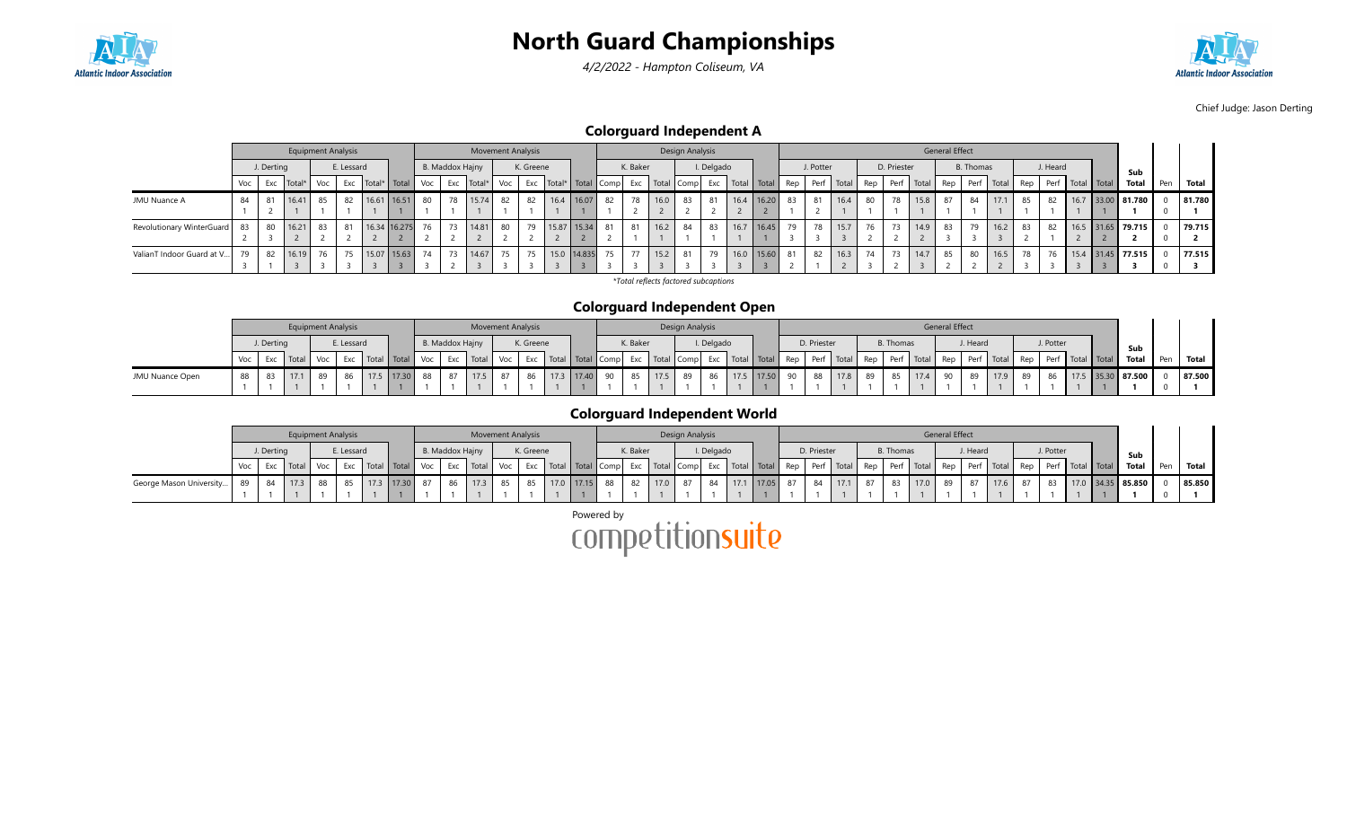# North Guard Championships

*4/2/2022 - Hampton Coliseum, VA*

Chief Judge: Jason Derting

## Colorguard Independent A

| | Equipment Analysis | | | | | | | Movement Analysis | | | | | | | Design Analysis | | | | | | | General Effect | | | | | | | | | | | | | | | |
|---|---|---|---|---|---|---|---|---|---|---|---|---|---|---|---|---|---|---|---|---|---|---|---|---|---|---|---|---|---|---|---|---|---|---|---|---|---|
| | J. Derting | | | E. Lessard | | | | B. Maddox Hajny | | | K. Greene | | | | K. Baker | | | I. Delgado | | | | J. Potter | | | D. Priester | | | B. Thomas | | | J. Heard | | | | Sub | | |
| | Voc | Exc | Total* | Voc | Exc | Total* | Total | Voc | Exc | Total* | Voc | Exc | Total* | Total | Comp | Exc | Total | Comp | Exc | Total | Total | Rep | Perf | Total | Rep | Perf | Total | Rep | Perf | Total | Rep | Perf | Total | Total | Total | Pen | Total |
| JMU Nuance A | 84 | 81 | 16.41 | 85 | 82 | 16.61 | 16.51 | 80 | 78 | 15.74 | 82 | 82 | 16.4 | 16.07 | 82 | 78 | 16.0 | 83 | 81 | 16.4 | 16.20 | 83 | 81 | 16.4 | 80 | 78 | 15.8 | 87 | 84 | 17.1 | 85 | 82 | 16.7 | 33.00 | 81.780 | 0 | 81.780 |
| | 1 | 2 | 1 | 1 | 1 | 1 | 1 | 1 | 1 | 1 | 1 | 1 | 1 | 1 | 1 | 2 | 2 | 2 | 2 | 2 | 2 | 1 | 2 | 1 | 1 | 1 | 1 | 1 | 1 | 1 | 1 | 1 | 1 | 1 | 1 | 0 | 1 |
| Revolutionary WinterGuard | 83 | 80 | 16.21 | 83 | 81 | 16.34 | 16.275 | 76 | 73 | 14.81 | 80 | 79 | 15.87 | 15.34 | 81 | 81 | 16.2 | 84 | 83 | 16.7 | 16.45 | 79 | 78 | 15.7 | 76 | 73 | 14.9 | 83 | 79 | 16.2 | 83 | 82 | 16.5 | 31.65 | 79.715 | 0 | 79.715 |
| | 2 | 3 | 2 | 2 | 2 | 2 | 2 | 2 | 2 | 2 | 2 | 2 | 2 | 2 | 2 | 1 | 1 | 1 | 1 | 1 | 1 | 3 | 3 | 3 | 2 | 3 | 2 | 3 | 3 | 3 | 2 | 1 | 2 | 2 | 2 | 0 | 2 |
| ValianT Indoor Guard at V... | 79 | 82 | 16.19 | 76 | 75 | 15.07 | 15.63 | 74 | 73 | 14.67 | 75 | 75 | 15.0 | 14.835 | 75 | 77 | 15.2 | 81 | 79 | 16.0 | 15.60 | 81 | 82 | 16.3 | 74 | 73 | 14.7 | 85 | 80 | 16.5 | 78 | 76 | 15.4 | 31.45 | 77.515 | 0 | 77.515 |
| | 3 | 1 | 3 | 3 | 3 | 3 | 3 | 3 | 2 | 3 | 3 | 3 | 3 | 3 | 3 | 3 | 3 | 3 | 3 | 3 | 3 | 2 | 1 | 2 | 3 | 2 | 3 | 2 | 2 | 2 | 3 | 3 | 3 | 3 | 3 | 0 | 3 |

*Total reflects factored subcaptions

## Colorguard Independent Open

| | Equipment Analysis | | | | | | | Movement Analysis | | | | | | | Design Analysis | | | | | | | General Effect | | | | | | | | | | | | | | | |
|---|---|---|---|---|---|---|---|---|---|---|---|---|---|---|---|---|---|---|---|---|---|---|---|---|---|---|---|---|---|---|---|---|---|---|---|---|---|
| | J. Derting | | | E. Lessard | | | | B. Maddox Hajny | | | K. Greene | | | | K. Baker | | | I. Delgado | | | | D. Priester | | | B. Thomas | | | J. Heard | | | J. Potter | | | | Sub | | |
| | Voc | Exc | Total | Voc | Exc | Total | Total | Voc | Exc | Total | Voc | Exc | Total | Total | Comp | Exc | Total | Comp | Exc | Total | Total | Rep | Perf | Total | Rep | Perf | Total | Rep | Perf | Total | Rep | Perf | Total | Total | Total | Pen | Total |
| JMU Nuance Open | 88 | 83 | 17.1 | 89 | 86 | 17.5 | 17.30 | 88 | 87 | 17.5 | 87 | 86 | 17.3 | 17.40 | 90 | 85 | 17.5 | 89 | 86 | 17.5 | 17.50 | 90 | 88 | 17.8 | 89 | 85 | 17.4 | 90 | 89 | 17.9 | 89 | 86 | 17.5 | 35.30 | 87.500 | 0 | 87.500 |
| | 1 | 1 | 1 | 1 | 1 | 1 | 1 | 1 | 1 | 1 | 1 | 1 | 1 | 1 | 1 | 1 | 1 | 1 | 1 | 1 | 1 | 1 | 1 | 1 | 1 | 1 | 1 | 1 | 1 | 1 | 1 | 1 | 1 | 1 | 1 | 0 | 1 |

## Colorguard Independent World

| | Equipment Analysis | | | | | | | Movement Analysis | | | | | | | Design Analysis | | | | | | | General Effect | | | | | | | | | | | | | | | |
|---|---|---|---|---|---|---|---|---|---|---|---|---|---|---|---|---|---|---|---|---|---|---|---|---|---|---|---|---|---|---|---|---|---|---|---|---|---|
| | J. Derting | | | E. Lessard | | | | B. Maddox Hajny | | | K. Greene | | | | K. Baker | | | I. Delgado | | | | D. Priester | | | B. Thomas | | | J. Heard | | | J. Potter | | | | Sub | | |
| | Voc | Exc | Total | Voc | Exc | Total | Total | Voc | Exc | Total | Voc | Exc | Total | Total | Comp | Exc | Total | Comp | Exc | Total | Total | Rep | Perf | Total | Rep | Perf | Total | Rep | Perf | Total | Rep | Perf | Total | Total | Total | Pen | Total |
| George Mason University... | 89 | 84 | 17.3 | 88 | 85 | 17.3 | 17.30 | 87 | 86 | 17.3 | 85 | 85 | 17.0 | 17.15 | 88 | 82 | 17.0 | 87 | 84 | 17.1 | 17.05 | 87 | 84 | 17.1 | 87 | 83 | 17.0 | 89 | 87 | 17.6 | 87 | 83 | 17.0 | 34.35 | 85.850 | 0 | 85.850 |
| | 1 | 1 | 1 | 1 | 1 | 1 | 1 | 1 | 1 | 1 | 1 | 1 | 1 | 1 | 1 | 1 | 1 | 1 | 1 | 1 | 1 | 1 | 1 | 1 | 1 | 1 | 1 | 1 | 1 | 1 | 1 | 1 | 1 | 1 | 1 | 0 | 1 |

Powered by competitionsuite